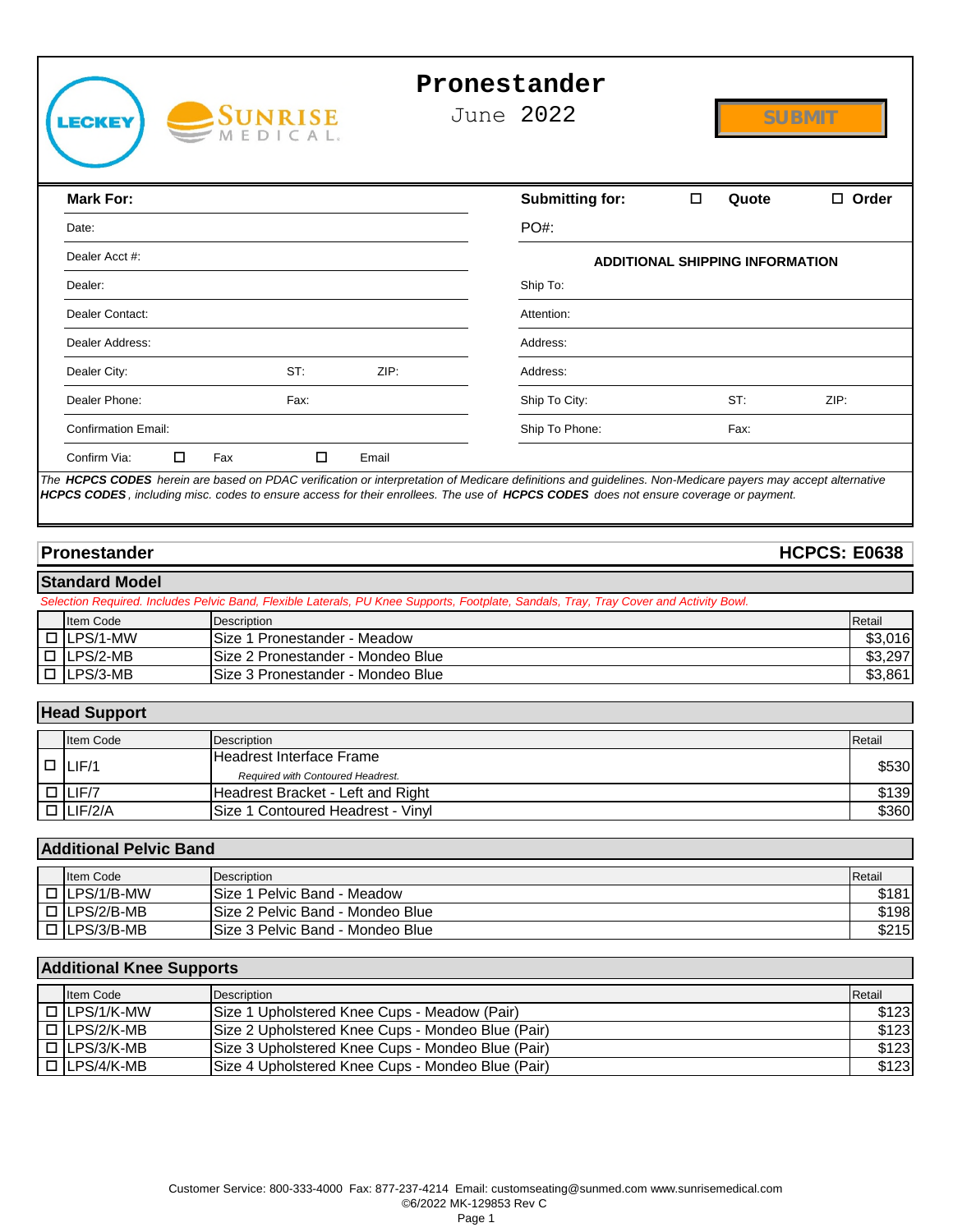LECKEY SUNRISE MEDICAL

# Pronestander

June 2022

SUBMIT

| **Mark For:** | | | **Submitting for:** ☐ **Quote** ☐ **Order** | | |
|---|---|---|---|---|---|
| Date: | | | PO#: | | |
| Dealer Acct #: | | | **ADDITIONAL SHIPPING INFORMATION** | | |
| Dealer: | | | Ship To: | | |
| Dealer Contact: | | | Attention: | | |
| Dealer Address: | | | Address: | | |
| Dealer City: | ST: | ZIP: | Address: | | |
| Dealer Phone: | Fax: | | Ship To City: | ST: | ZIP: |
| Confirmation Email: | | | Ship To Phone: | Fax: | |
| Confirm Via: ☐ Fax | ☐ Email | | | | |

*The **HCPCS CODES** herein are based on PDAC verification or interpretation of Medicare definitions and guidelines. Non-Medicare payers may accept alternative **HCPCS CODES**, including misc. codes to ensure access for their enrollees. The use of **HCPCS CODES** does not ensure coverage or payment.*

## Pronestander — HCPCS: E0638

### Standard Model

*Selection Required. Includes Pelvic Band, Flexible Laterals, PU Knee Supports, Footplate, Sandals, Tray, Tray Cover and Activity Bowl.*

| | Item Code | Description | Retail |
|---|---|---|---|
| ☐ | LPS/1-MW | Size 1 Pronestander - Meadow | $3,016 |
| ☐ | LPS/2-MB | Size 2 Pronestander - Mondeo Blue | $3,297 |
| ☐ | LPS/3-MB | Size 3 Pronestander - Mondeo Blue | $3,861 |

### Head Support

| | Item Code | Description | Retail |
|---|---|---|---|
| ☐ | LIF/1 | Headrest Interface Frame *Required with Contoured Headrest.* | $530 |
| ☐ | LIF/7 | Headrest Bracket - Left and Right | $139 |
| ☐ | LIF/2/A | Size 1 Contoured Headrest - Vinyl | $360 |

### Additional Pelvic Band

| | Item Code | Description | Retail |
|---|---|---|---|
| ☐ | LPS/1/B-MW | Size 1 Pelvic Band - Meadow | $181 |
| ☐ | LPS/2/B-MB | Size 2 Pelvic Band - Mondeo Blue | $198 |
| ☐ | LPS/3/B-MB | Size 3 Pelvic Band - Mondeo Blue | $215 |

### Additional Knee Supports

| | Item Code | Description | Retail |
|---|---|---|---|
| ☐ | LPS/1/K-MW | Size 1 Upholstered Knee Cups - Meadow (Pair) | $123 |
| ☐ | LPS/2/K-MB | Size 2 Upholstered Knee Cups - Mondeo Blue (Pair) | $123 |
| ☐ | LPS/3/K-MB | Size 3 Upholstered Knee Cups - Mondeo Blue (Pair) | $123 |
| ☐ | LPS/4/K-MB | Size 4 Upholstered Knee Cups - Mondeo Blue (Pair) | $123 |

Customer Service: 800-333-4000 Fax: 877-237-4214 Email: customseating@sunmed.com www.sunrisemedical.com
©6/2022 MK-129853 Rev C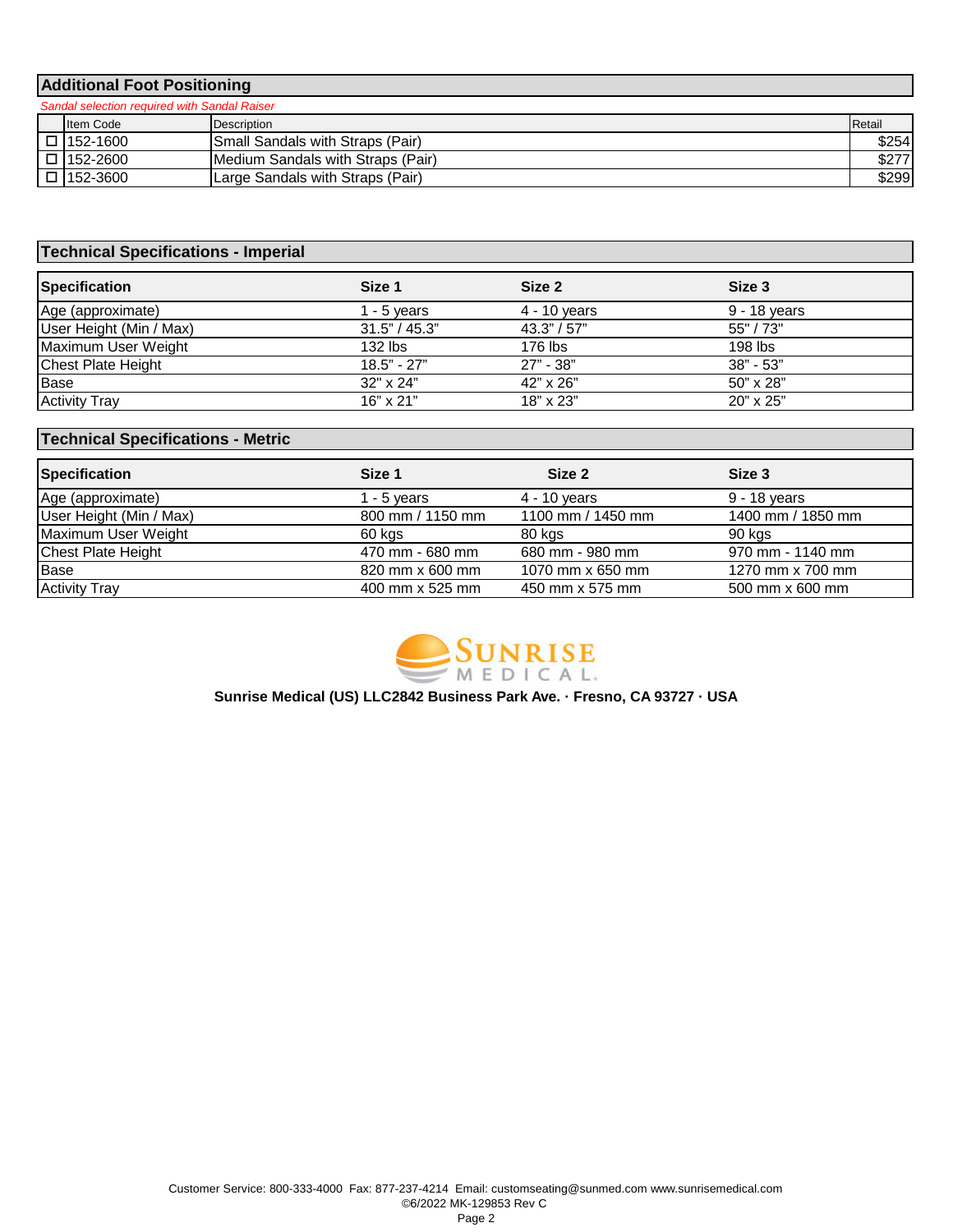## Additional Foot Positioning

*Sandal selection required with Sandal Raiser*

| | Item Code | Description | Retail |
|---|---|---|---|
| ☐ | 152-1600 | Small Sandals with Straps (Pair) | $254 |
| ☐ | 152-2600 | Medium Sandals with Straps (Pair) | $277 |
| ☐ | 152-3600 | Large Sandals with Straps (Pair) | $299 |

## Technical Specifications - Imperial

| Specification | Size 1 | Size 2 | Size 3 |
|---|---|---|---|
| Age (approximate) | 1 - 5 years | 4 - 10 years | 9 - 18 years |
| User Height (Min / Max) | 31.5" / 45.3" | 43.3" / 57" | 55" / 73" |
| Maximum User Weight | 132 lbs | 176 lbs | 198 lbs |
| Chest Plate Height | 18.5" - 27" | 27" - 38" | 38" - 53" |
| Base | 32" x 24" | 42" x 26" | 50" x 28" |
| Activity Tray | 16" x 21" | 18" x 23" | 20" x 25" |

## Technical Specifications - Metric

| Specification | Size 1 | Size 2 | Size 3 |
|---|---|---|---|
| Age (approximate) | 1 - 5 years | 4 - 10 years | 9 - 18 years |
| User Height (Min / Max) | 800 mm / 1150 mm | 1100 mm / 1450 mm | 1400 mm / 1850 mm |
| Maximum User Weight | 60 kgs | 80 kgs | 90 kgs |
| Chest Plate Height | 470 mm - 680 mm | 680 mm - 980 mm | 970 mm - 1140 mm |
| Base | 820 mm x 600 mm | 1070 mm x 650 mm | 1270 mm x 700 mm |
| Activity Tray | 400 mm x 525 mm | 450 mm x 575 mm | 500 mm x 600 mm |

SUNRISE MEDICAL.

**Sunrise Medical (US) LLC2842 Business Park Ave. · Fresno, CA 93727 · USA**

Customer Service: 800-333-4000 Fax: 877-237-4214 Email: customseating@sunmed.com www.sunrisemedical.com
©6/2022 MK-129853 Rev C